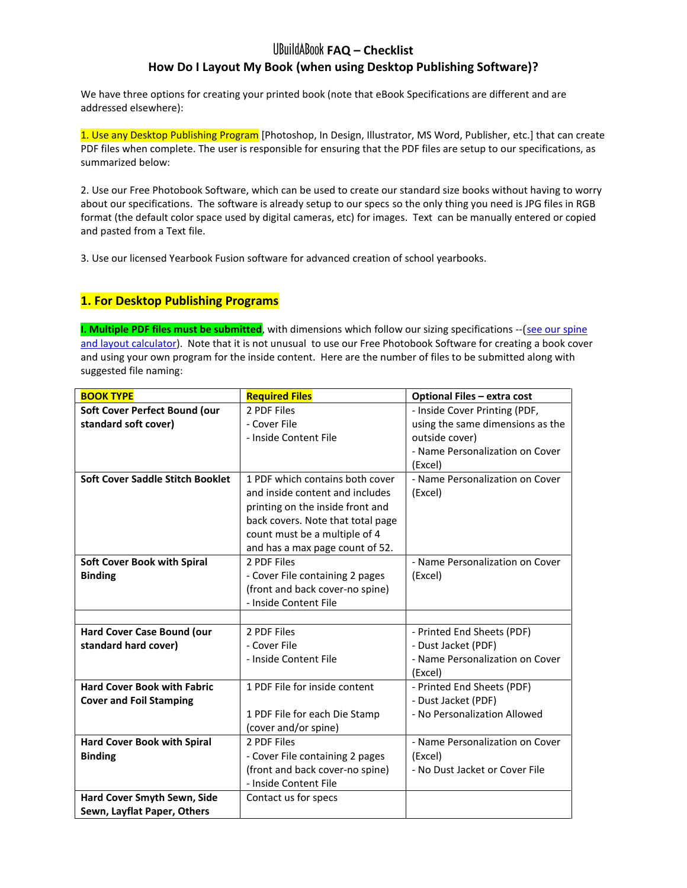# UBuildABook FAQ – Checklist

## How Do I Layout My Book (when using Desktop Publishing Software)?

We have three options for creating your printed book (note that eBook Specifications are different and are addressed elsewhere):

1. Use any Desktop Publishing Program [Photoshop, In Design, Illustrator, MS Word, Publisher, etc.] that can create PDF files when complete. The user is responsible for ensuring that the PDF files are setup to our specifications, as summarized below:

2. Use our Free Photobook Software, which can be used to create our standard size books without having to worry about our specifications. The software is already setup to our specs so the only thing you need is JPG files in RGB format (the default color space used by digital cameras, etc) for images. Text can be manually entered or copied and pasted from a Text file.

3. Use our licensed Yearbook Fusion software for advanced creation of school yearbooks.

## 1. For Desktop Publishing Programs

**I. Multiple PDF files must be submitted**, with dimensions which follow our sizing specifications --(see our spine and layout calculator). Note that it is not unusual to use our Free Photobook Software for creating a book cover and using your own program for the inside content. Here are the number of files to be submitted along with suggested file naming:

| BOOK TYPE | Required Files | Optional Files – extra cost |
|---|---|---|
| **Soft Cover Perfect Bound (our standard soft cover)** | 2 PDF Files<br>- Cover File<br>- Inside Content File | - Inside Cover Printing (PDF, using the same dimensions as the outside cover)<br>- Name Personalization on Cover (Excel) |
| **Soft Cover Saddle Stitch Booklet** | 1 PDF which contains both cover and inside content and includes printing on the inside front and back covers. Note that total page count must be a multiple of 4 and has a max page count of 52. | - Name Personalization on Cover (Excel) |
| **Soft Cover Book with Spiral Binding** | 2 PDF Files<br>- Cover File containing 2 pages (front and back cover-no spine)<br>- Inside Content File | - Name Personalization on Cover (Excel) |
| | | |
| **Hard Cover Case Bound (our standard hard cover)** | 2 PDF Files<br>- Cover File<br>- Inside Content File | - Printed End Sheets (PDF)<br>- Dust Jacket (PDF)<br>- Name Personalization on Cover (Excel) |
| **Hard Cover Book with Fabric Cover and Foil Stamping** | 1 PDF File for inside content<br><br>1 PDF File for each Die Stamp (cover and/or spine) | - Printed End Sheets (PDF)<br>- Dust Jacket (PDF)<br>- No Personalization Allowed |
| **Hard Cover Book with Spiral Binding** | 2 PDF Files<br>- Cover File containing 2 pages (front and back cover-no spine)<br>- Inside Content File | - Name Personalization on Cover (Excel)<br>- No Dust Jacket or Cover File |
| **Hard Cover Smyth Sewn, Side Sewn, Layflat Paper, Others** | Contact us for specs | |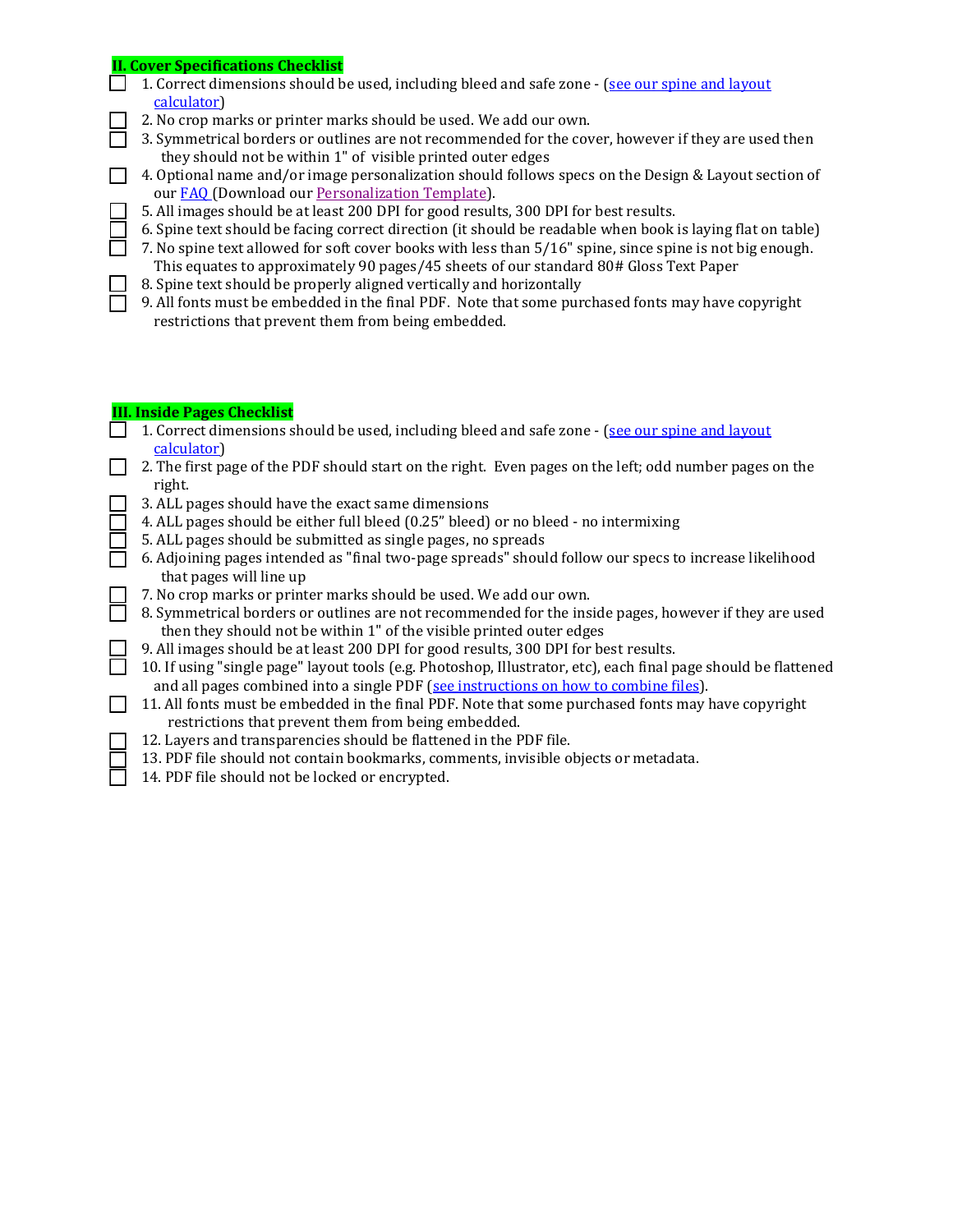## II. Cover Specifications Checklist

- [ ] 1. Correct dimensions should be used, including bleed and safe zone - (see our spine and layout calculator)
- [ ] 2. No crop marks or printer marks should be used. We add our own.
- [ ] 3. Symmetrical borders or outlines are not recommended for the cover, however if they are used then they should not be within 1" of visible printed outer edges
- [ ] 4. Optional name and/or image personalization should follows specs on the Design & Layout section of our FAQ (Download our Personalization Template).
- [ ] 5. All images should be at least 200 DPI for good results, 300 DPI for best results.
- [ ] 6. Spine text should be facing correct direction (it should be readable when book is laying flat on table)
- [ ] 7. No spine text allowed for soft cover books with less than 5/16" spine, since spine is not big enough. This equates to approximately 90 pages/45 sheets of our standard 80# Gloss Text Paper
- [ ] 8. Spine text should be properly aligned vertically and horizontally
- [ ] 9. All fonts must be embedded in the final PDF. Note that some purchased fonts may have copyright restrictions that prevent them from being embedded.

## III. Inside Pages Checklist

- [ ] 1. Correct dimensions should be used, including bleed and safe zone - (see our spine and layout calculator)
- [ ] 2. The first page of the PDF should start on the right. Even pages on the left; odd number pages on the right.
- [ ] 3. ALL pages should have the exact same dimensions
- [ ] 4. ALL pages should be either full bleed (0.25" bleed) or no bleed - no intermixing
- [ ] 5. ALL pages should be submitted as single pages, no spreads
- [ ] 6. Adjoining pages intended as "final two-page spreads" should follow our specs to increase likelihood that pages will line up
- [ ] 7. No crop marks or printer marks should be used. We add our own.
- [ ] 8. Symmetrical borders or outlines are not recommended for the inside pages, however if they are used then they should not be within 1" of the visible printed outer edges
- [ ] 9. All images should be at least 200 DPI for good results, 300 DPI for best results.
- [ ] 10. If using "single page" layout tools (e.g. Photoshop, Illustrator, etc), each final page should be flattened and all pages combined into a single PDF (see instructions on how to combine files).
- [ ] 11. All fonts must be embedded in the final PDF. Note that some purchased fonts may have copyright restrictions that prevent them from being embedded.
- [ ] 12. Layers and transparencies should be flattened in the PDF file.
- [ ] 13. PDF file should not contain bookmarks, comments, invisible objects or metadata.
- [ ] 14. PDF file should not be locked or encrypted.